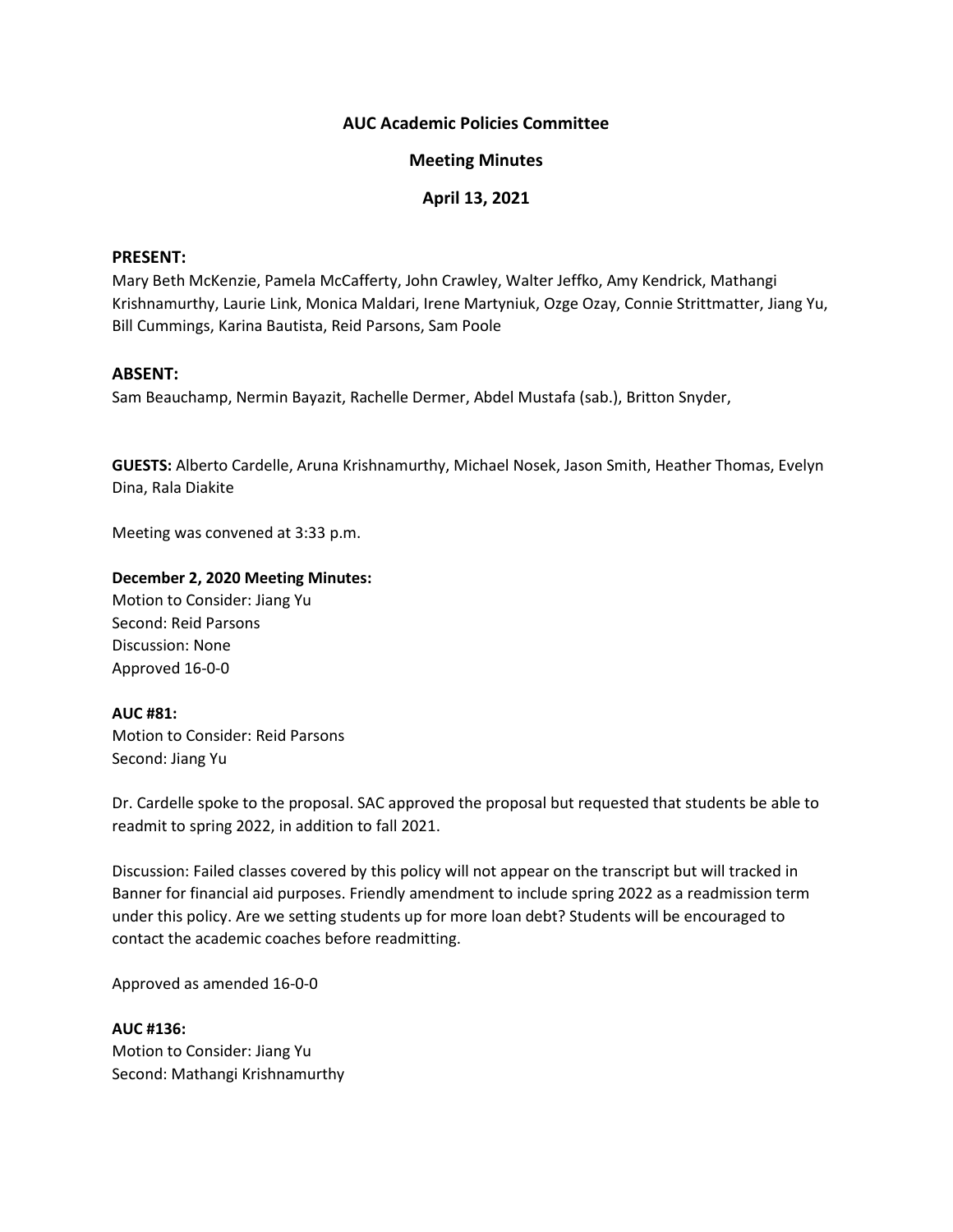**AUC Academic Policies Committee**

**Meeting Minutes**

**April 13, 2021**

## PRESENT:

Mary Beth McKenzie, Pamela McCafferty, John Crawley, Walter Jeffko, Amy Kendrick, Mathangi Krishnamurthy, Laurie Link, Monica Maldari, Irene Martyniuk, Ozge Ozay, Connie Strittmatter, Jiang Yu, Bill Cummings, Karina Bautista, Reid Parsons, Sam Poole

## ABSENT:

Sam Beauchamp, Nermin Bayazit, Rachelle Dermer, Abdel Mustafa (sab.), Britton Snyder,

**GUESTS:** Alberto Cardelle, Aruna Krishnamurthy, Michael Nosek, Jason Smith, Heather Thomas, Evelyn Dina, Rala Diakite

Meeting was convened at 3:33 p.m.

**December 2, 2020 Meeting Minutes:**
Motion to Consider: Jiang Yu
Second: Reid Parsons
Discussion: None
Approved 16-0-0

**AUC #81:**
Motion to Consider: Reid Parsons
Second: Jiang Yu

Dr. Cardelle spoke to the proposal. SAC approved the proposal but requested that students be able to readmit to spring 2022, in addition to fall 2021.

Discussion: Failed classes covered by this policy will not appear on the transcript but will tracked in Banner for financial aid purposes. Friendly amendment to include spring 2022 as a readmission term under this policy. Are we setting students up for more loan debt? Students will be encouraged to contact the academic coaches before readmitting.

Approved as amended 16-0-0

**AUC #136:**
Motion to Consider: Jiang Yu
Second: Mathangi Krishnamurthy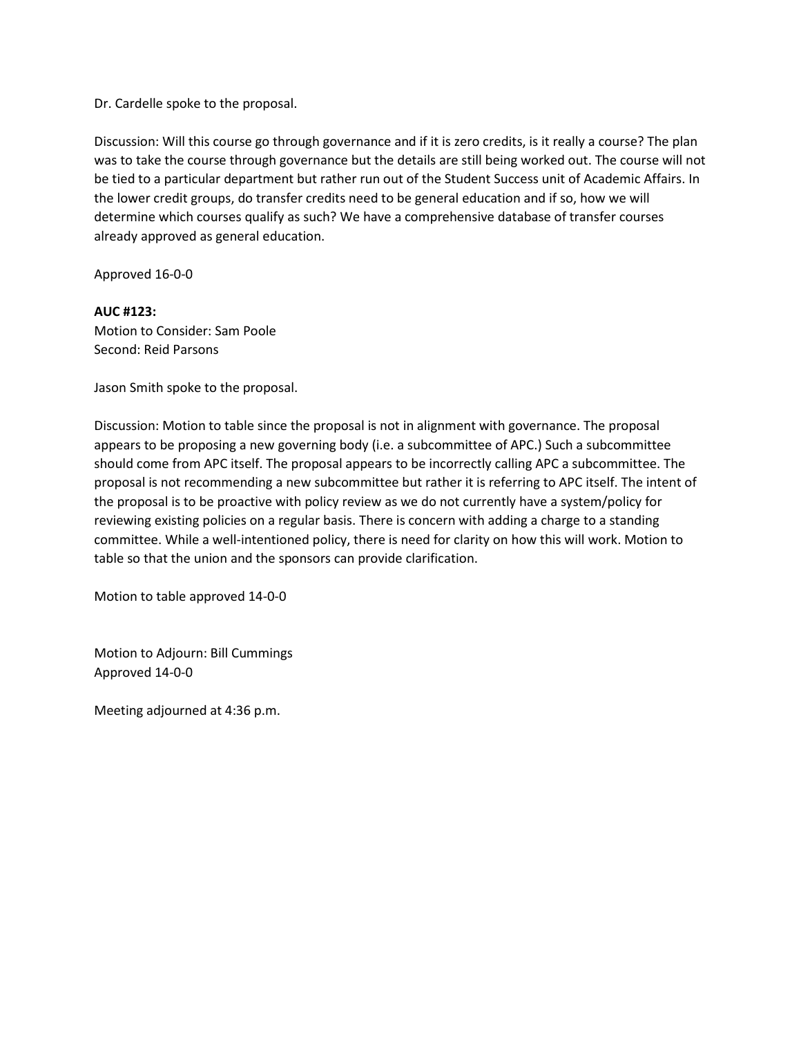Dr. Cardelle spoke to the proposal.

Discussion: Will this course go through governance and if it is zero credits, is it really a course? The plan was to take the course through governance but the details are still being worked out. The course will not be tied to a particular department but rather run out of the Student Success unit of Academic Affairs. In the lower credit groups, do transfer credits need to be general education and if so, how we will determine which courses qualify as such? We have a comprehensive database of transfer courses already approved as general education.

Approved 16-0-0

**AUC #123:**
Motion to Consider: Sam Poole
Second: Reid Parsons

Jason Smith spoke to the proposal.

Discussion: Motion to table since the proposal is not in alignment with governance. The proposal appears to be proposing a new governing body (i.e. a subcommittee of APC.) Such a subcommittee should come from APC itself. The proposal appears to be incorrectly calling APC a subcommittee. The proposal is not recommending a new subcommittee but rather it is referring to APC itself. The intent of the proposal is to be proactive with policy review as we do not currently have a system/policy for reviewing existing policies on a regular basis. There is concern with adding a charge to a standing committee. While a well-intentioned policy, there is need for clarity on how this will work. Motion to table so that the union and the sponsors can provide clarification.

Motion to table approved 14-0-0

Motion to Adjourn: Bill Cummings
Approved 14-0-0

Meeting adjourned at 4:36 p.m.